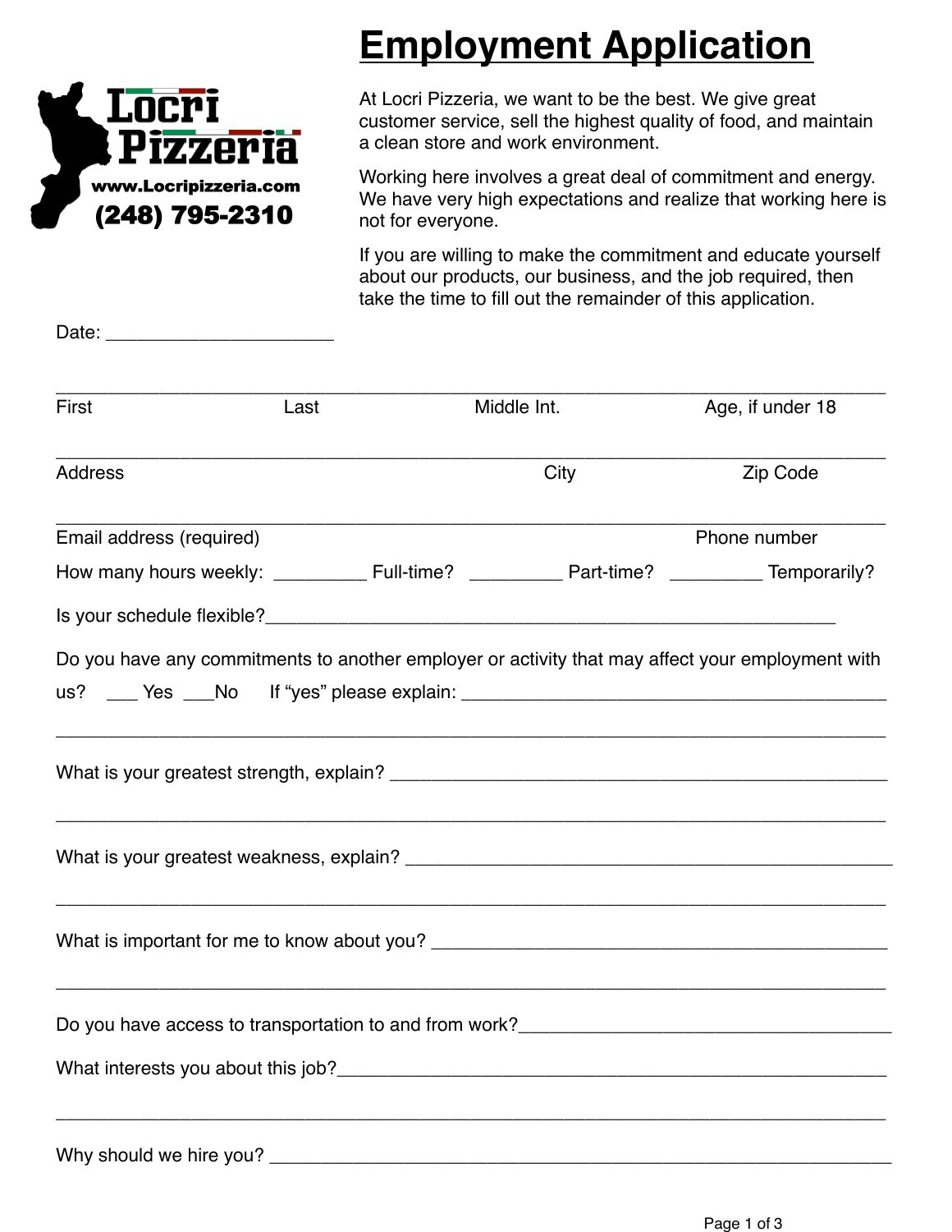Locri Pizzeria

www.Locripizzeria.com

(248) 795-2310

# Employment Application

At Locri Pizzeria, we want to be the best. We give great customer service, sell the highest quality of food, and maintain a clean store and work environment.

Working here involves a great deal of commitment and energy. We have very high expectations and realize that working here is not for everyone.

If you are willing to make the commitment and educate yourself about our products, our business, and the job required, then take the time to fill out the remainder of this application.

Date: ______________________

_____________________________________________________________________________

First Last Middle Int. Age, if under 18

_____________________________________________________________________________

Address City Zip Code

_____________________________________________________________________________

Email address (required) Phone number

How many hours weekly: _________ Full-time? _________ Part-time? _________ Temporarily?

Is your schedule flexible?_______________________________________________________

Do you have any commitments to another employer or activity that may affect your employment with us? ___ Yes ___No If "yes" please explain: ____________________________________________

_____________________________________________________________________________

What is your greatest strength, explain? __________________________________________________

_____________________________________________________________________________

What is your greatest weakness, explain? _________________________________________________

_____________________________________________________________________________

What is important for me to know about you? _____________________________________________

_____________________________________________________________________________

Do you have access to transportation to and from work?______________________________________

What interests you about this job?_______________________________________________________

_____________________________________________________________________________

Why should we hire you? _____________________________________________________________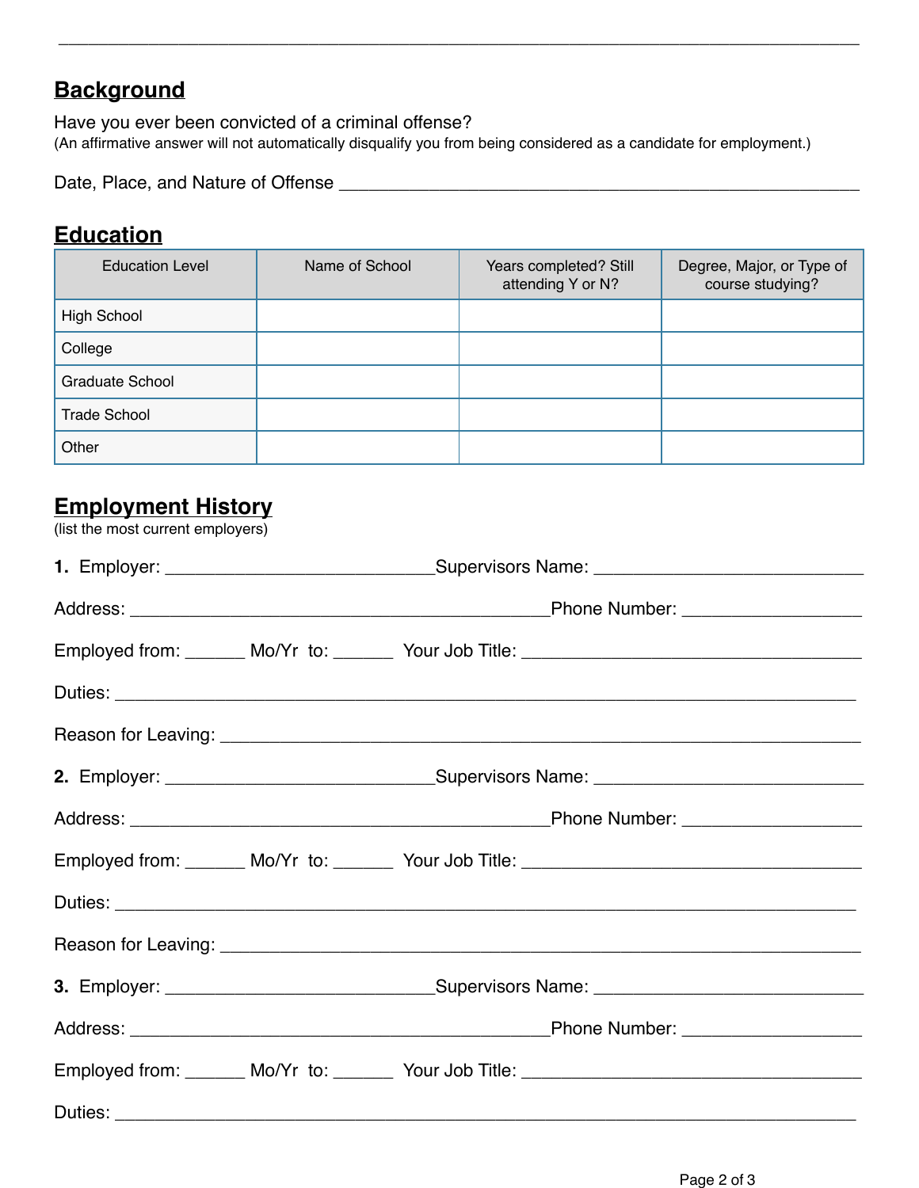## Background

Have you ever been convicted of a criminal offense?
(An affirmative answer will not automatically disqualify you from being considered as a candidate for employment.)

Date, Place, and Nature of Offense ___________________________________________________

## Education

| Education Level | Name of School | Years completed? Still attending Y or N? | Degree, Major, or Type of course studying? |
|---|---|---|---|
| High School | | | |
| College | | | |
| Graduate School | | | |
| Trade School | | | |
| Other | | | |

## Employment History

(list the most current employers)

**1.** Employer: ___________________________ Supervisors Name: ___________________________

Address: ___________________________________________ Phone Number: __________________

Employed from: ______ Mo/Yr to: ______ Your Job Title: ___________________________________

Duties: ___________________________________________________________________________

Reason for Leaving: _________________________________________________________________

**2.** Employer: ___________________________ Supervisors Name: ___________________________

Address: ___________________________________________ Phone Number: __________________

Employed from: ______ Mo/Yr to: ______ Your Job Title: ___________________________________

Duties: ___________________________________________________________________________

Reason for Leaving: _________________________________________________________________

**3.** Employer: ___________________________ Supervisors Name: ___________________________

Address: ___________________________________________ Phone Number: __________________

Employed from: ______ Mo/Yr to: ______ Your Job Title: ___________________________________

Duties: ___________________________________________________________________________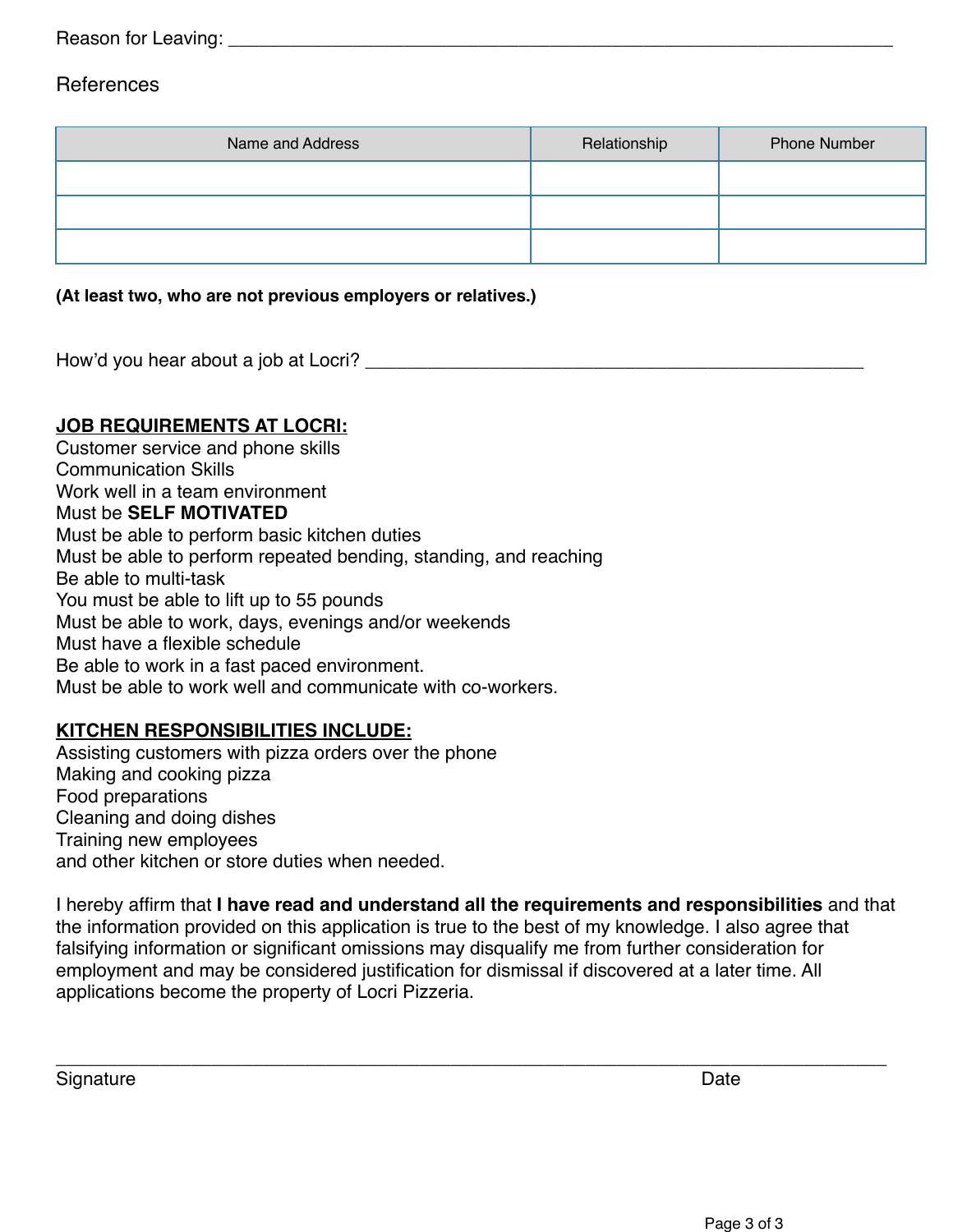Reason for Leaving: ___________________________________________________________________

## References

| Name and Address | Relationship | Phone Number |
| --- | --- | --- |
| | | |
| | | |
| | | |

**(At least two, who are not previous employers or relatives.)**

How'd you hear about a job at Locri? ___________________________________________________

**<u>JOB REQUIREMENTS AT LOCRI:</u>**
Customer service and phone skills
Communication Skills
Work well in a team environment
Must be **SELF MOTIVATED**
Must be able to perform basic kitchen duties
Must be able to perform repeated bending, standing, and reaching
Be able to multi-task
You must be able to lift up to 55 pounds
Must be able to work, days, evenings and/or weekends
Must have a flexible schedule
Be able to work in a fast paced environment.
Must be able to work well and communicate with co-workers.

**<u>KITCHEN RESPONSIBILITIES INCLUDE:</u>**
Assisting customers with pizza orders over the phone
Making and cooking pizza
Food preparations
Cleaning and doing dishes
Training new employees
and other kitchen or store duties when needed.

I hereby affirm that **I have read and understand all the requirements and responsibilities** and that the information provided on this application is true to the best of my knowledge. I also agree that falsifying information or significant omissions may disqualify me from further consideration for employment and may be considered justification for dismissal if discovered at a later time. All applications become the property of Locri Pizzeria.

_____________________________________________________________________________________

Signature                                                                                                                    Date